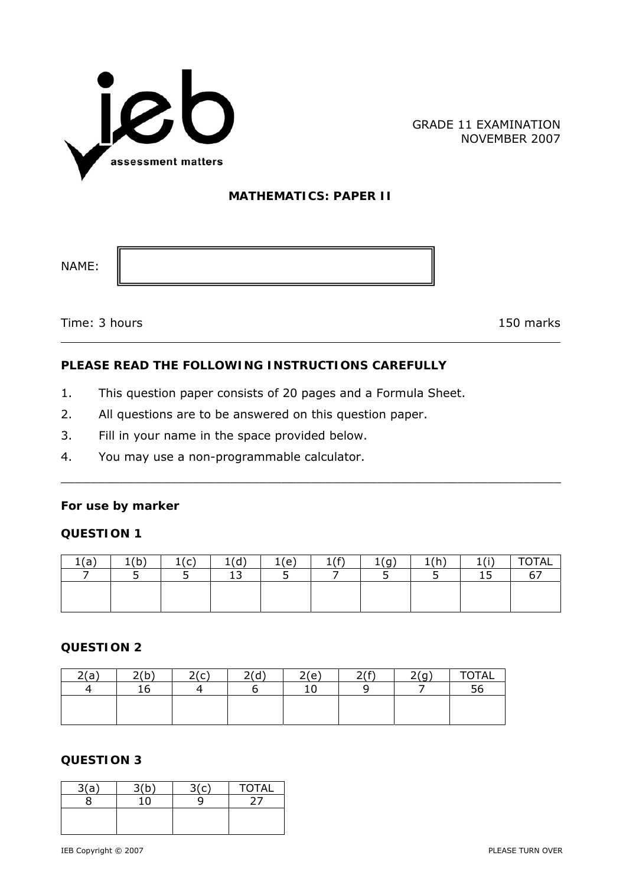GRADE 11 EXAMINATION
NOVEMBER 2007

# MATHEMATICS: PAPER II

NAME:

Time: 3 hours 150 marks

---

**PLEASE READ THE FOLLOWING INSTRUCTIONS CAREFULLY**

1. This question paper consists of 20 pages and a Formula Sheet.
2. All questions are to be answered on this question paper.
3. Fill in your name in the space provided below.
4. You may use a non-programmable calculator.

---

**For use by marker**

**QUESTION 1**

| 1(a) | 1(b) | 1(c) | 1(d) | 1(e) | 1(f) | 1(g) | 1(h) | 1(i) | TOTAL |
|---|---|---|---|---|---|---|---|---|---|
| 7 | 5 | 5 | 13 | 5 | 7 | 5 | 5 | 15 | 67 |
| | | | | | | | | | |

**QUESTION 2**

| 2(a) | 2(b) | 2(c) | 2(d) | 2(e) | 2(f) | 2(g) | TOTAL |
|---|---|---|---|---|---|---|---|
| 4 | 16 | 4 | 6 | 10 | 9 | 7 | 56 |
| | | | | | | | |

**QUESTION 3**

| 3(a) | 3(b) | 3(c) | TOTAL |
|---|---|---|---|
| 8 | 10 | 9 | 27 |
| | | | |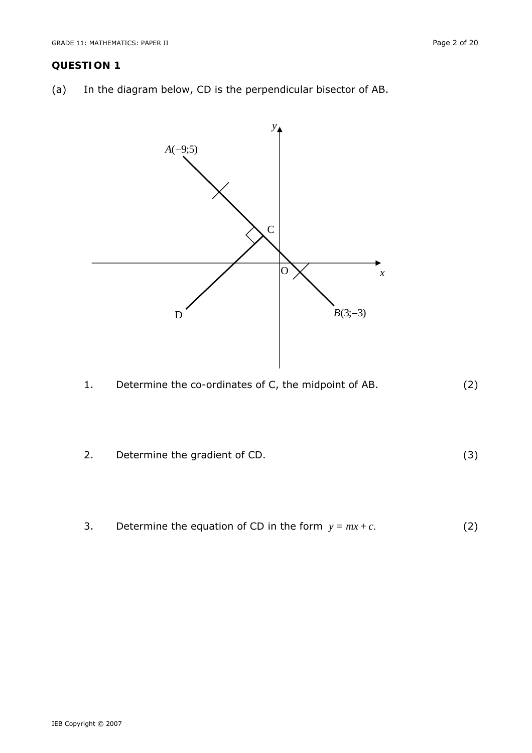## QUESTION 1

(a) In the diagram below, CD is the perpendicular bisector of AB.

1. Determine the co-ordinates of C, the midpoint of AB. (2)

2. Determine the gradient of CD. (3)

3. Determine the equation of CD in the form $y = mx + c$. (2)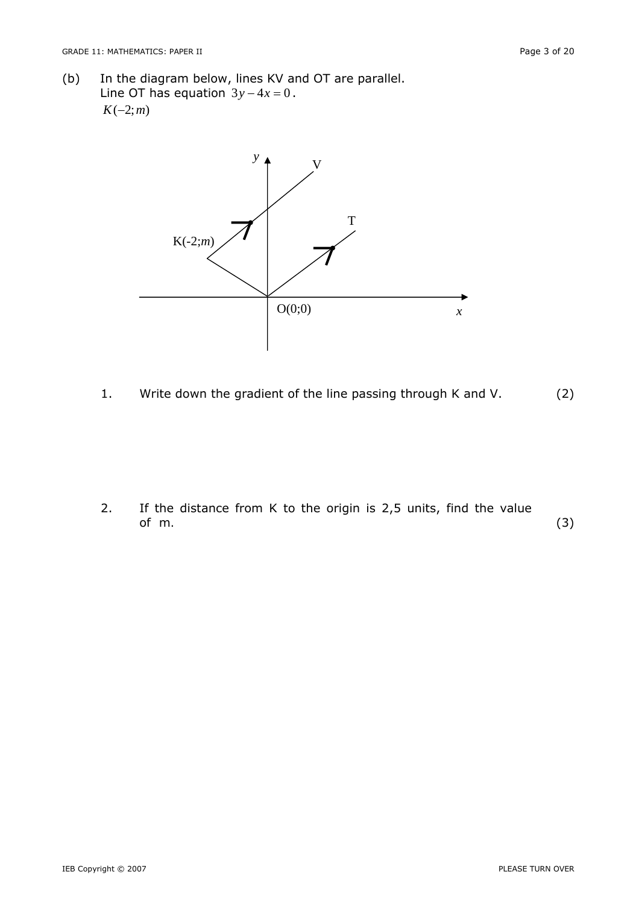(b) In the diagram below, lines KV and OT are parallel.
Line OT has equation $3y - 4x = 0$.
$K(-2; m)$

1. Write down the gradient of the line passing through K and V. (2)

2. If the distance from K to the origin is 2,5 units, find the value of m. (3)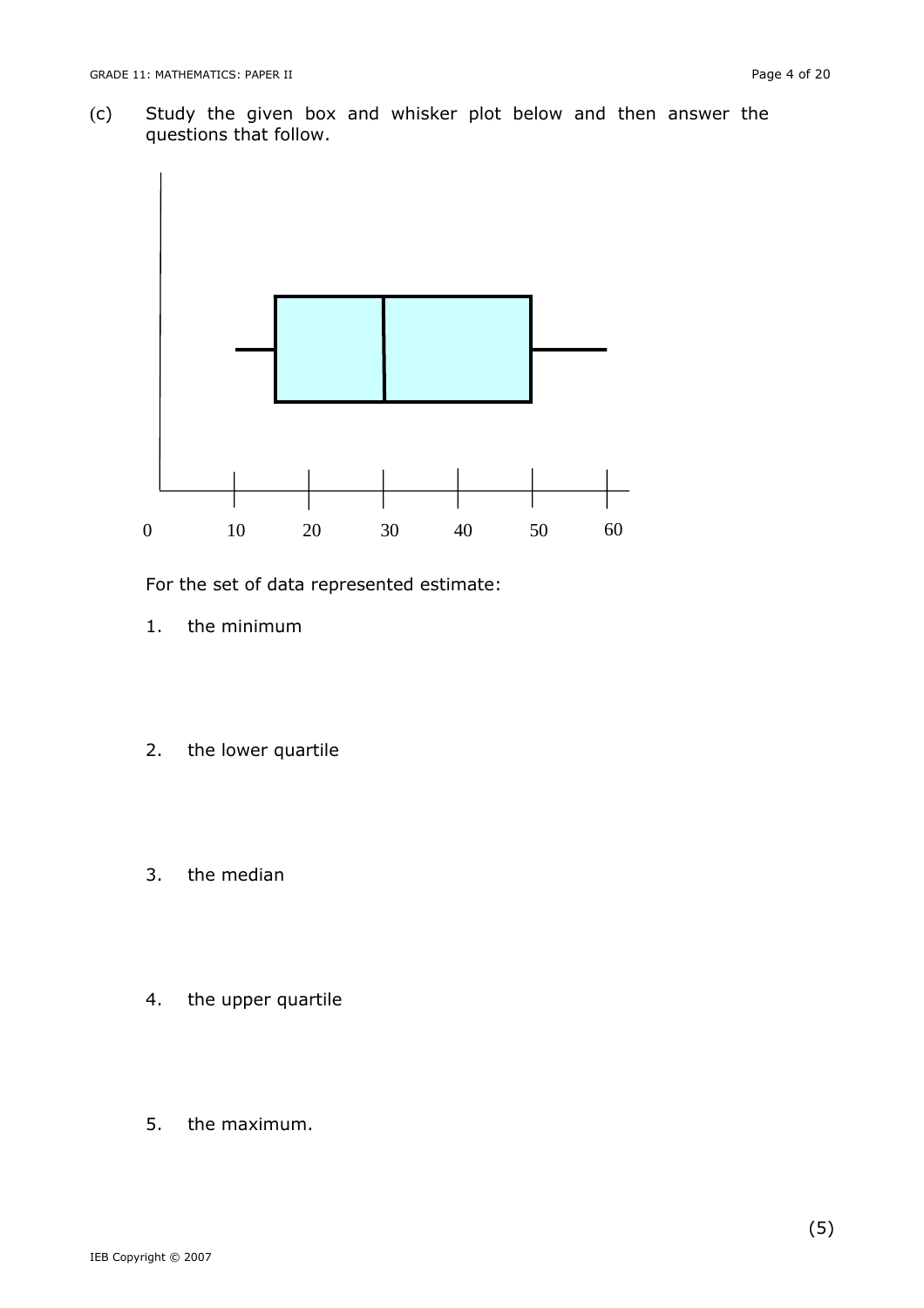(c) Study the given box and whisker plot below and then answer the questions that follow.

For the set of data represented estimate:

1. the minimum

2. the lower quartile

3. the median

4. the upper quartile

5. the maximum.

(5)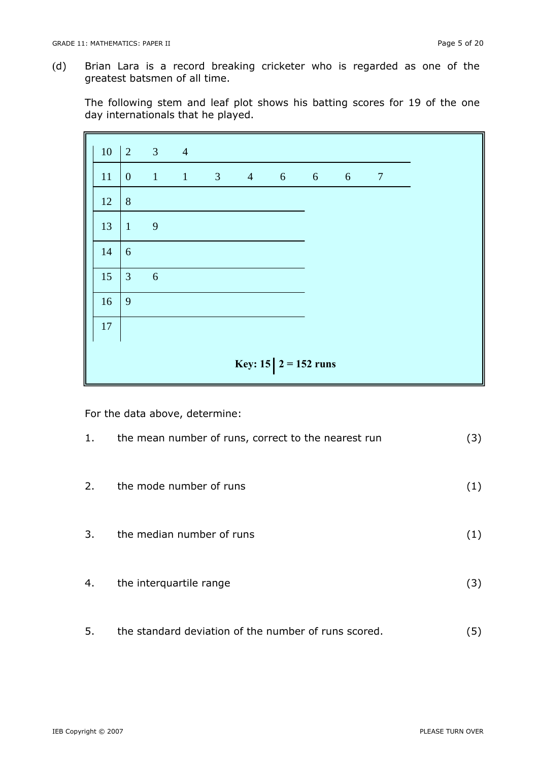(d) Brian Lara is a record breaking cricketer who is regarded as one of the greatest batsmen of all time.

The following stem and leaf plot shows his batting scores for 19 of the one day internationals that he played.

| Stem | Leaves |
|---|---|
| 10 | 2 3 4 |
| 11 | 0 1 1 3 4 6 6 6 7 |
| 12 | 8 |
| 13 | 1 9 |
| 14 | 6 |
| 15 | 3 6 |
| 16 | 9 |
| 17 | |

**Key: 15 | 2 = 152 runs**

For the data above, determine:

1. the mean number of runs, correct to the nearest run (3)

2. the mode number of runs (1)

3. the median number of runs (1)

4. the interquartile range (3)

5. the standard deviation of the number of runs scored. (5)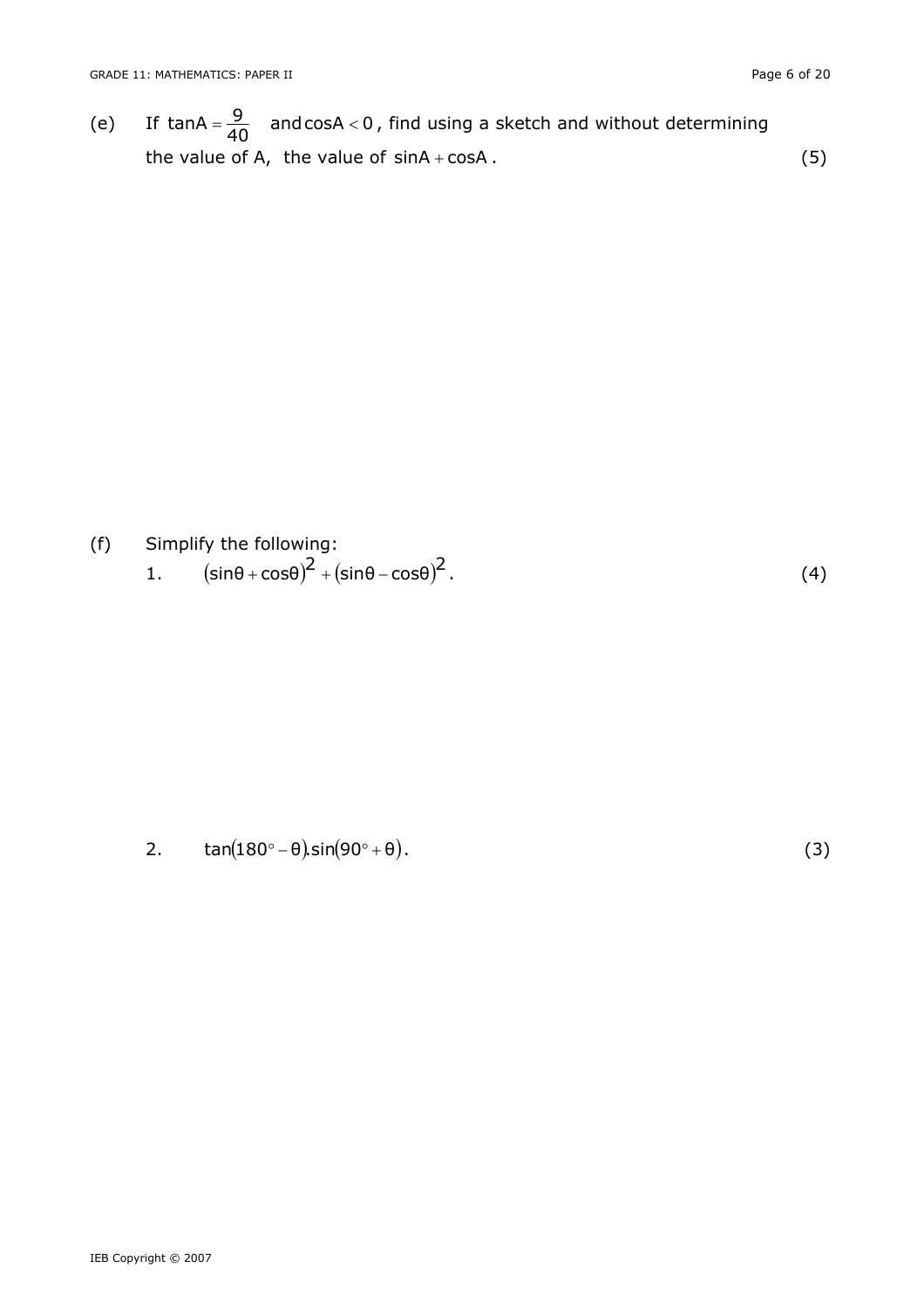(e) If $\tan A = \frac{9}{40}$ and $\cos A < 0$, find using a sketch and without determining the value of A, the value of $\sin A + \cos A$. (5)

(f) Simplify the following:

1. $(\sin\theta + \cos\theta)^2 + (\sin\theta - \cos\theta)^2$. (4)

2. $\tan(180^\circ - \theta).\sin(90^\circ + \theta)$. (3)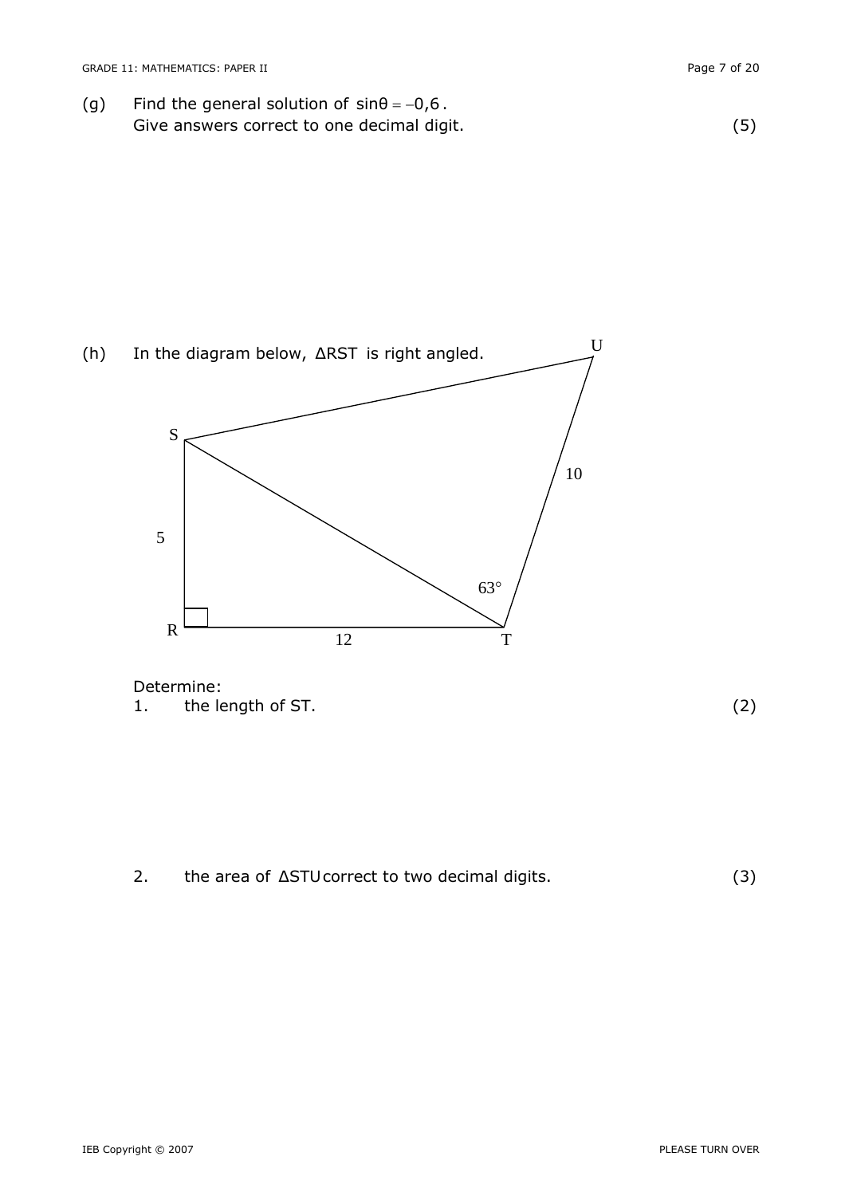(g) Find the general solution of $\sin\theta = -0{,}6$.
Give answers correct to one decimal digit. (5)

(h) In the diagram below, $\Delta RST$ is right angled.

Determine:

1. the length of ST. (2)

2. the area of $\Delta STU$ correct to two decimal digits. (3)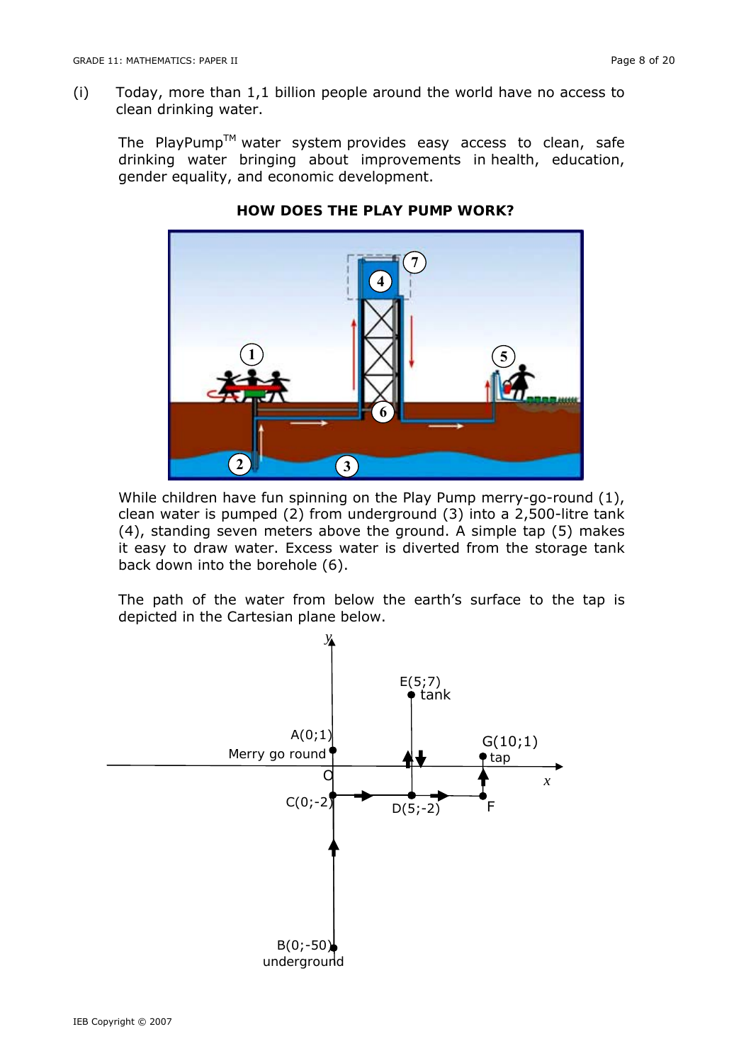(i) Today, more than 1,1 billion people around the world have no access to clean drinking water.

The PlayPump™ water system provides easy access to clean, safe drinking water bringing about improvements in health, education, gender equality, and economic development.

**HOW DOES THE PLAY PUMP WORK?**

While children have fun spinning on the Play Pump merry-go-round (1), clean water is pumped (2) from underground (3) into a 2,500-litre tank (4), standing seven meters above the ground. A simple tap (5) makes it easy to draw water. Excess water is diverted from the storage tank back down into the borehole (6).

The path of the water from below the earth's surface to the tap is depicted in the Cartesian plane below.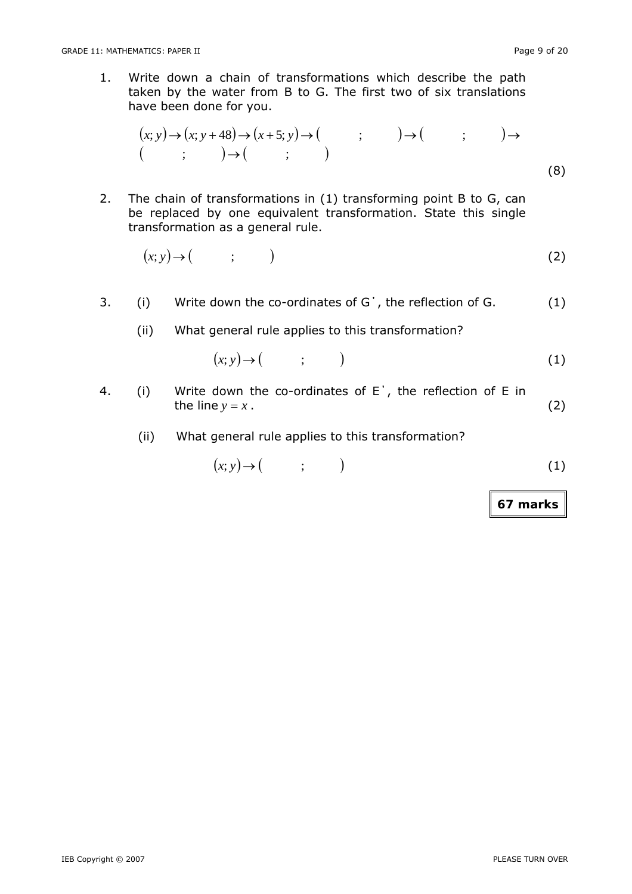1. Write down a chain of transformations which describe the path taken by the water from B to G. The first two of six translations have been done for you.

   $$(x;y)\rightarrow(x;y+48)\rightarrow(x+5;y)\rightarrow(\quad;\quad)\rightarrow(\quad;\quad)\rightarrow$$
   $$(\quad;\quad)\rightarrow(\quad;\quad)$$

   (8)

2. The chain of transformations in (1) transforming point B to G, can be replaced by one equivalent transformation. State this single transformation as a general rule.

   $$(x;y)\rightarrow(\quad;\quad)$$ (2)

3. (i) Write down the co-ordinates of G', the reflection of G. (1)

   (ii) What general rule applies to this transformation?

   $$(x;y)\rightarrow(\quad;\quad)$$ (1)

4. (i) Write down the co-ordinates of E', the reflection of E in the line $y = x$. (2)

   (ii) What general rule applies to this transformation?

   $$(x;y)\rightarrow(\quad;\quad)$$ (1)

**67 marks**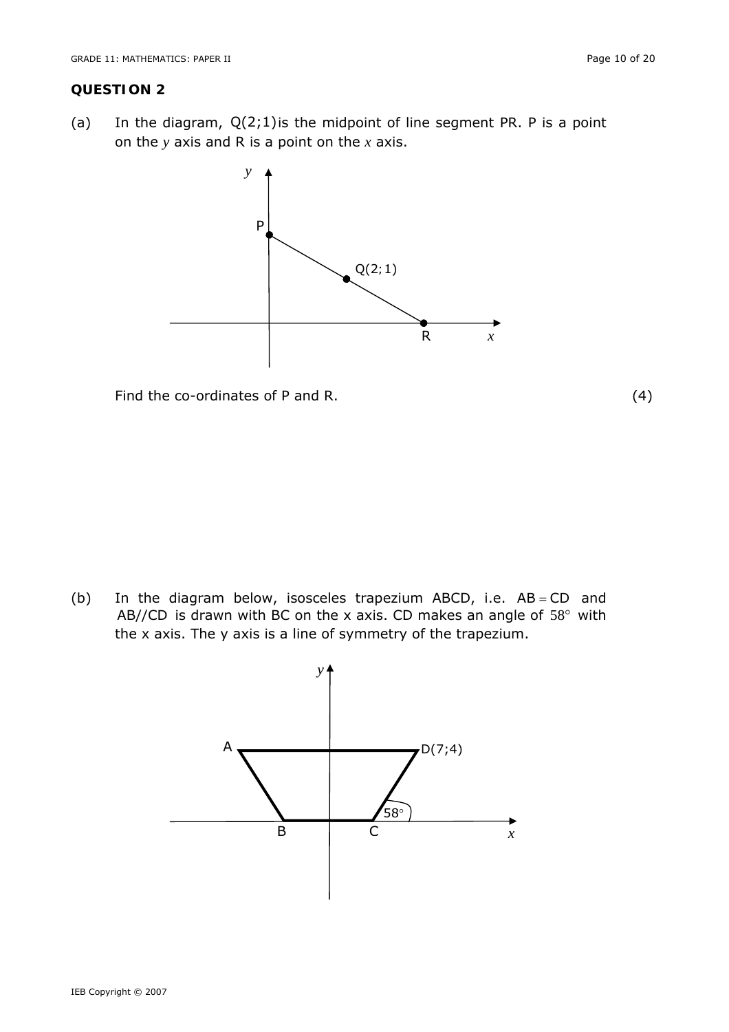## QUESTION 2

(a) In the diagram, Q(2;1) is the midpoint of line segment PR. P is a point on the $y$ axis and R is a point on the $x$ axis.

Find the co-ordinates of P and R. (4)

(b) In the diagram below, isosceles trapezium ABCD, i.e. AB = CD and AB//CD is drawn with BC on the x axis. CD makes an angle of $58°$ with the x axis. The y axis is a line of symmetry of the trapezium.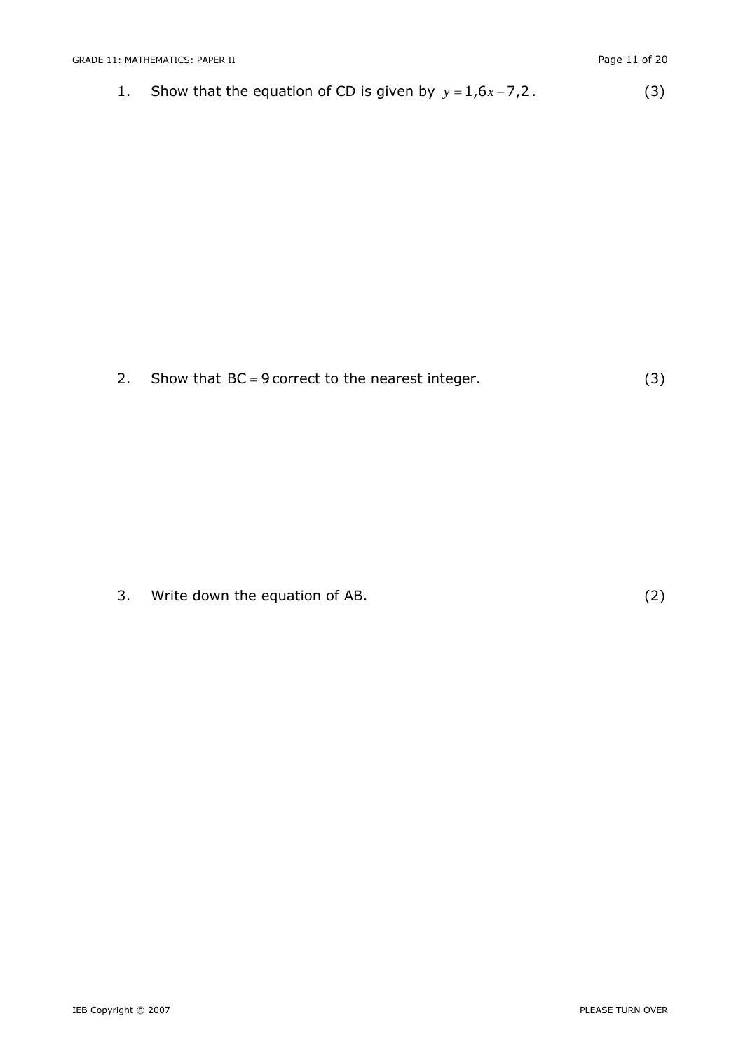1. Show that the equation of CD is given by $y = 1{,}6x - 7{,}2$. (3)

2. Show that $\text{BC} = 9$ correct to the nearest integer. (3)

3. Write down the equation of AB. (2)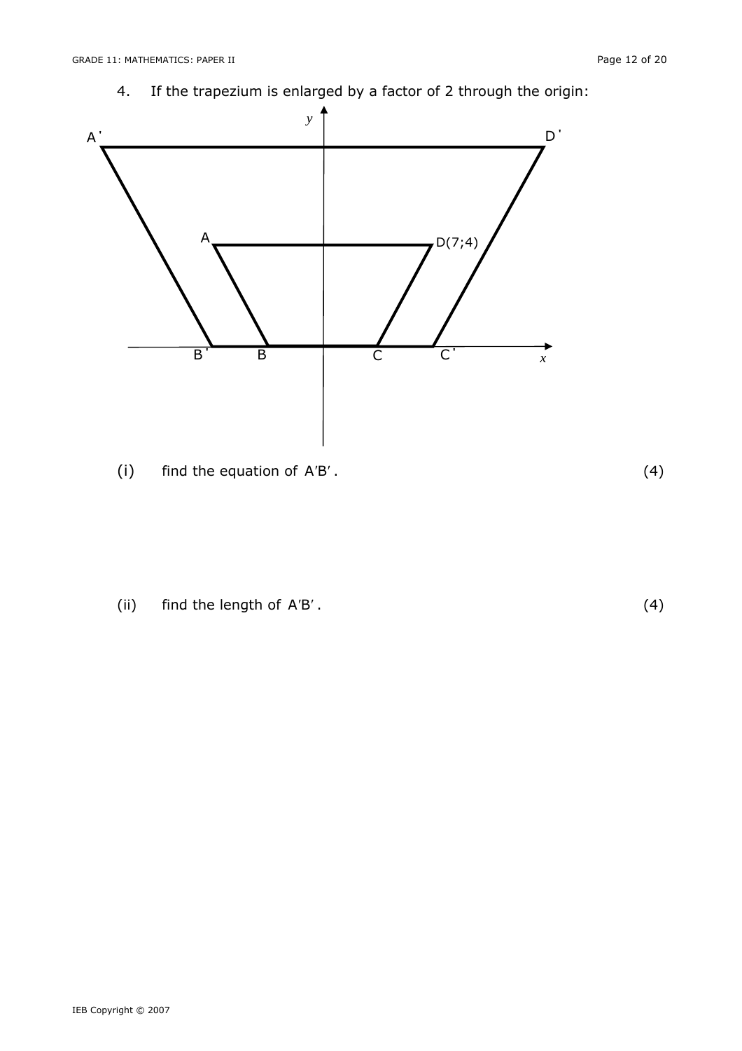4. If the trapezium is enlarged by a factor of 2 through the origin:

(i) find the equation of $A'B'$. (4)

(ii) find the length of $A'B'$. (4)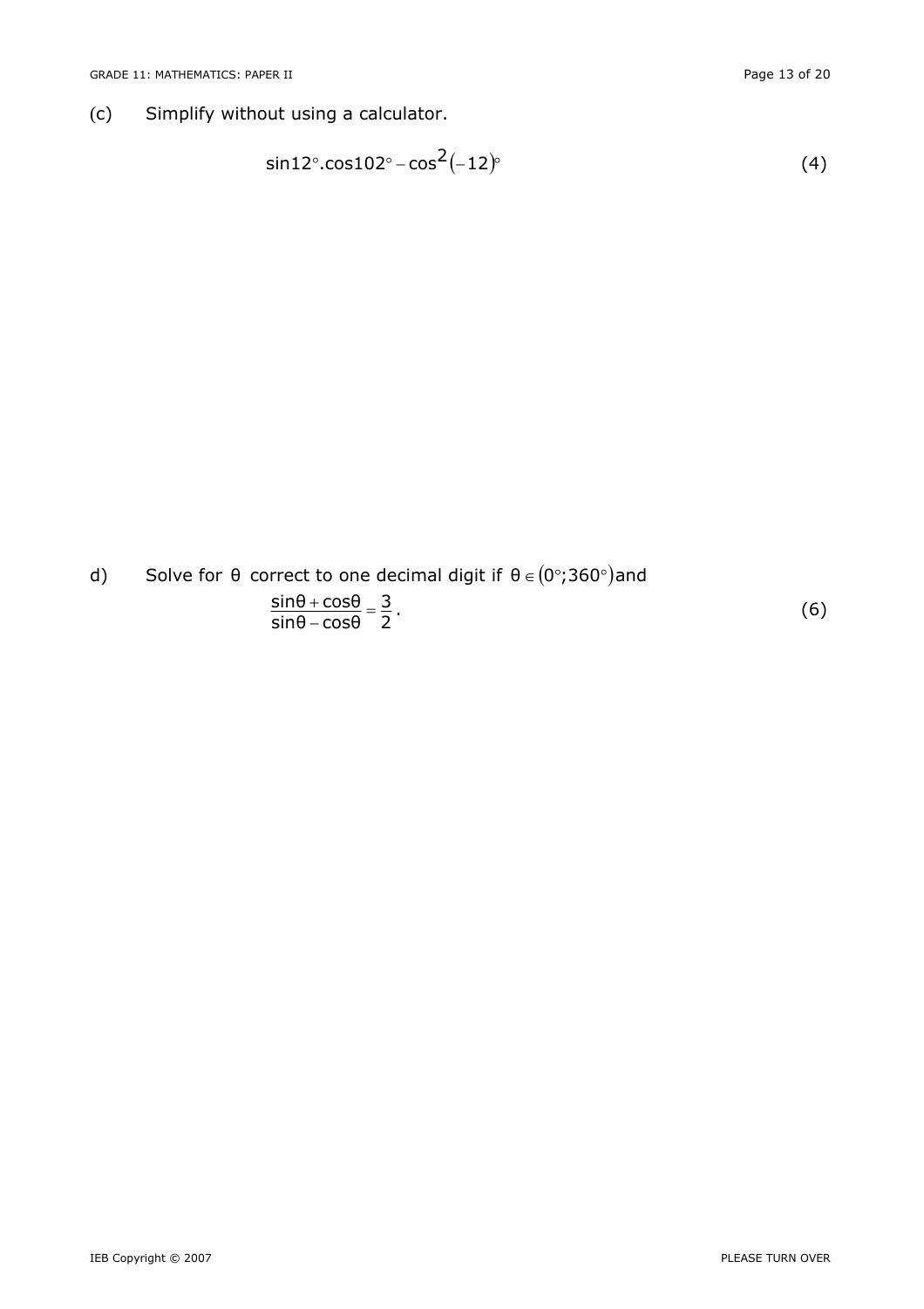(c) Simplify without using a calculator.

$$\sin 12^\circ . \cos 102^\circ - \cos^2(-12)^\circ \tag{4}$$

d) Solve for $\theta$ correct to one decimal digit if $\theta \in (0^\circ; 360^\circ)$ and

$$\frac{\sin\theta + \cos\theta}{\sin\theta - \cos\theta} = \frac{3}{2}. \tag{6}$$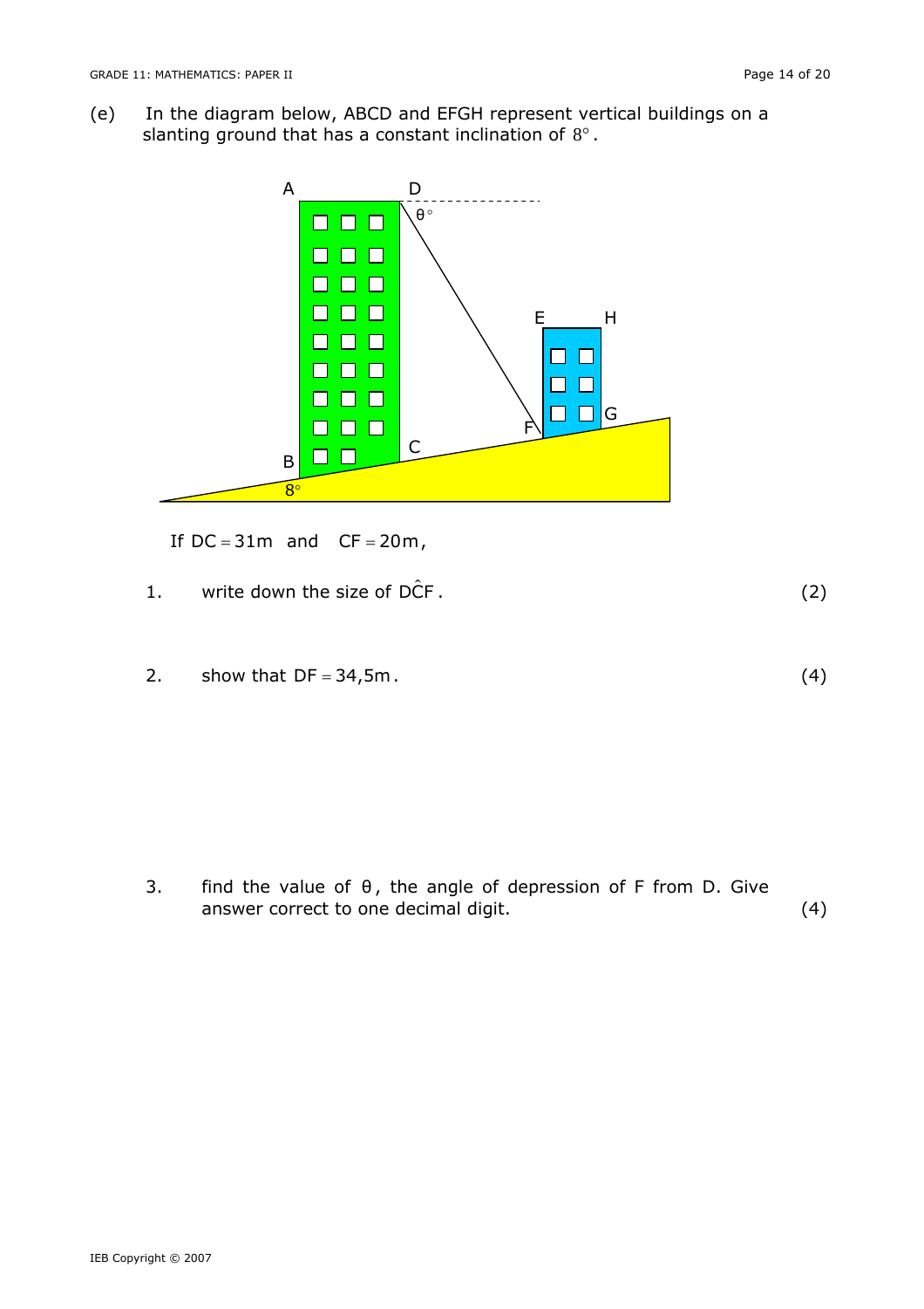(e) In the diagram below, ABCD and EFGH represent vertical buildings on a slanting ground that has a constant inclination of $8°$.

If $DC = 31\text{m}$ and $CF = 20\text{m}$,

1. write down the size of $D\hat{C}F$. (2)

2. show that $DF = 34{,}5\text{m}$. (4)

3. find the value of $\theta$, the angle of depression of F from D. Give answer correct to one decimal digit. (4)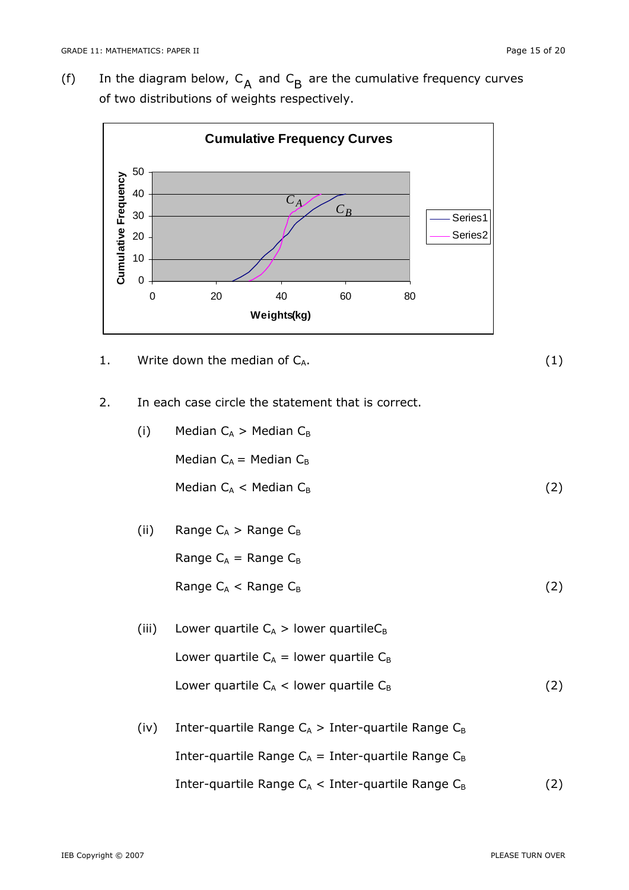(f) In the diagram below, $C_A$ and $C_B$ are the cumulative frequency curves of two distributions of weights respectively.

1. Write down the median of $C_A$. (1)

2. In each case circle the statement that is correct.

   (i) Median $C_A$ > Median $C_B$

   Median $C_A$ = Median $C_B$

   Median $C_A$ < Median $C_B$ (2)

   (ii) Range $C_A$ > Range $C_B$

   Range $C_A$ = Range $C_B$

   Range $C_A$ < Range $C_B$ (2)

   (iii) Lower quartile $C_A$ > lower quartile$C_B$

   Lower quartile $C_A$ = lower quartile $C_B$

   Lower quartile $C_A$ < lower quartile $C_B$ (2)

   (iv) Inter-quartile Range $C_A$ > Inter-quartile Range $C_B$

   Inter-quartile Range $C_A$ = Inter-quartile Range $C_B$

   Inter-quartile Range $C_A$ < Inter-quartile Range $C_B$ (2)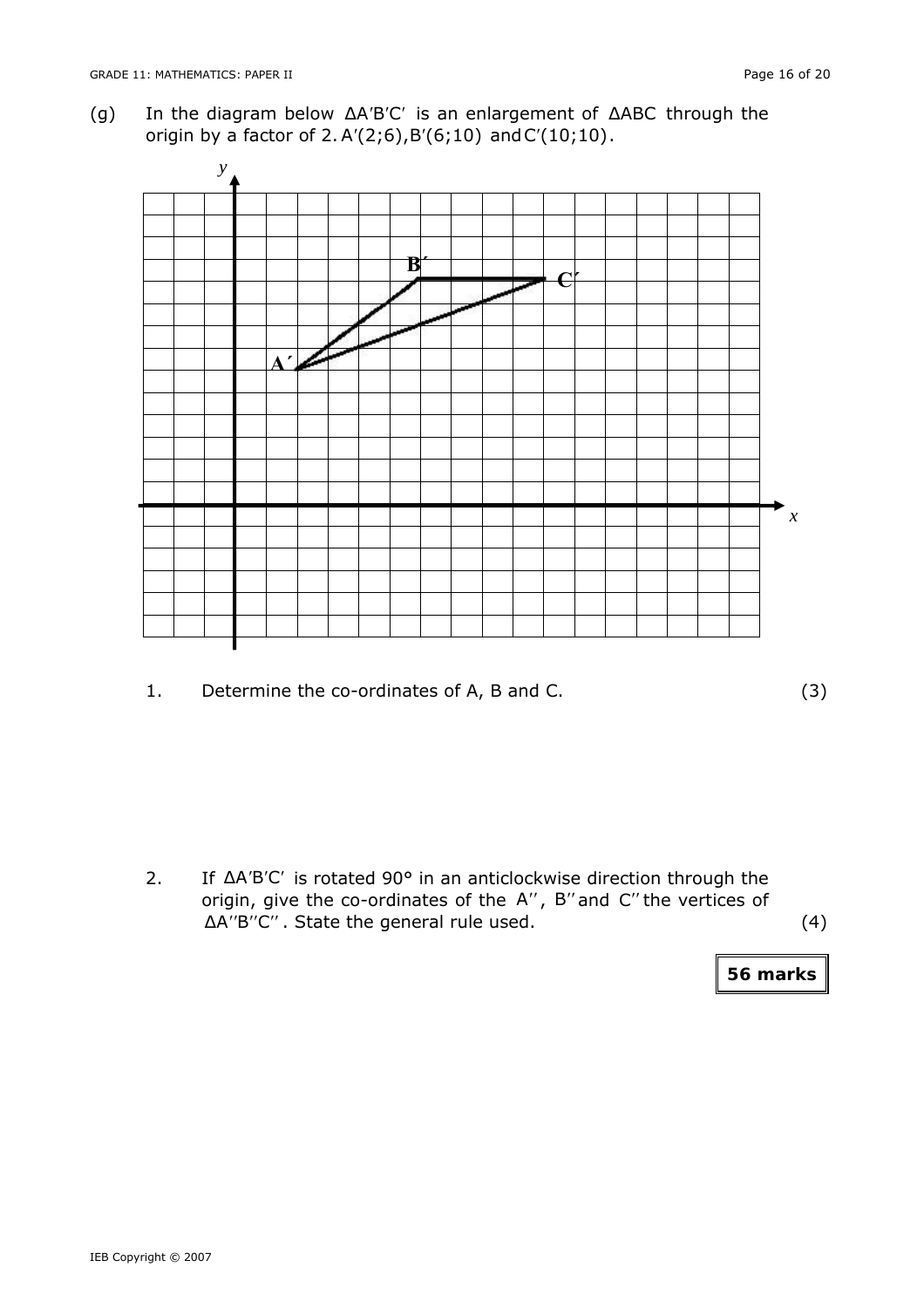(g) In the diagram below $\Delta A'B'C'$ is an enlargement of $\Delta ABC$ through the origin by a factor of 2. $A'(2;6), B'(6;10)$ and $C'(10;10)$.

1. Determine the co-ordinates of A, B and C. (3)

2. If $\Delta A'B'C'$ is rotated 90° in an anticlockwise direction through the origin, give the co-ordinates of the $A''$, $B''$ and $C''$ the vertices of $\Delta A''B''C''$. State the general rule used. (4)

**56 marks**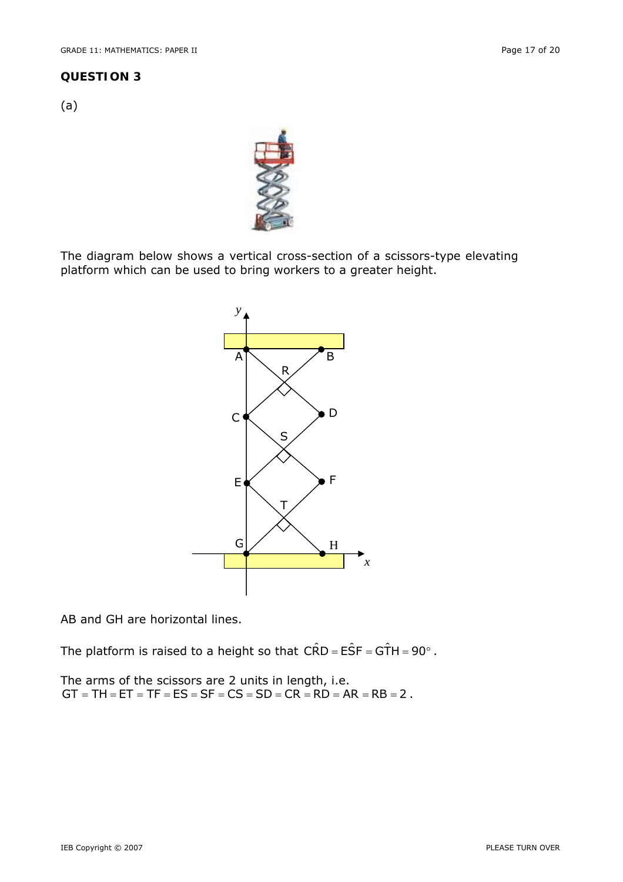## QUESTION 3

(a)

The diagram below shows a vertical cross-section of a scissors-type elevating platform which can be used to bring workers to a greater height.

AB and GH are horizontal lines.

The platform is raised to a height so that $C\hat{R}D = E\hat{S}F = G\hat{T}H = 90^\circ$.

The arms of the scissors are 2 units in length, i.e.
$GT = TH = ET = TF = ES = SF = CS = SD = CR = RD = AR = RB = 2$.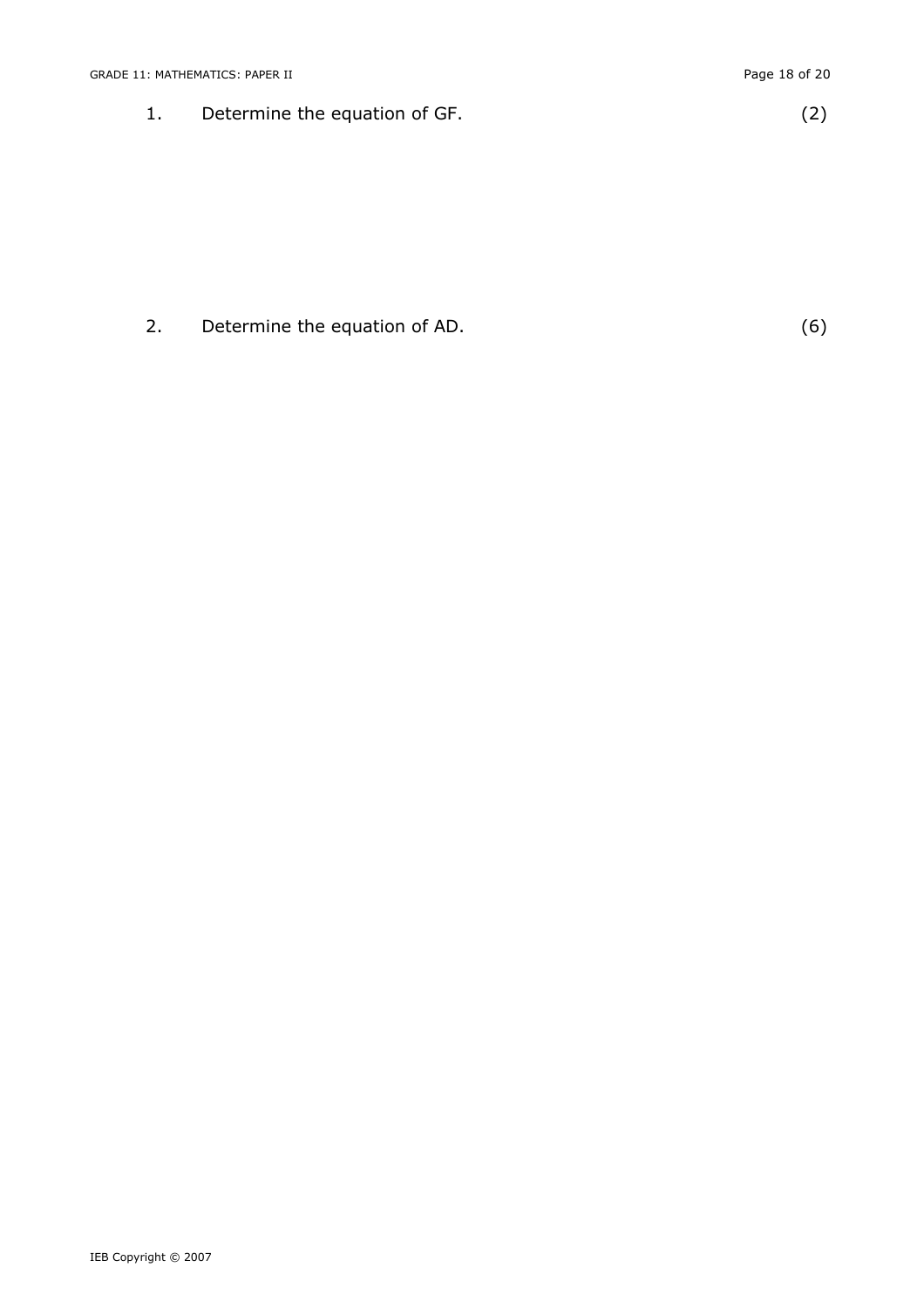1. Determine the equation of GF. (2)

2. Determine the equation of AD. (6)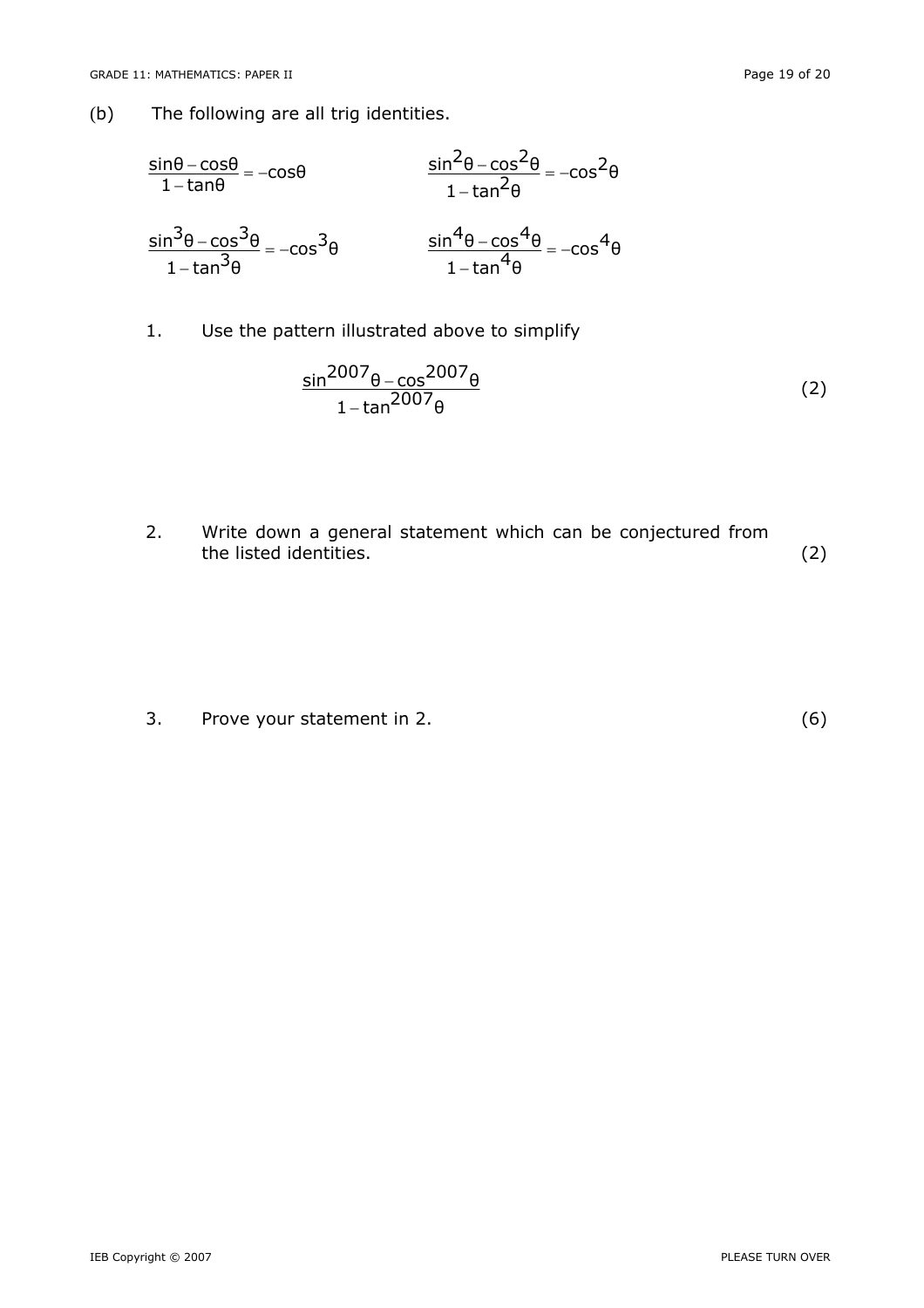(b) The following are all trig identities.

$$\frac{\sin\theta - \cos\theta}{1 - \tan\theta} = -\cos\theta \qquad \frac{\sin^2\theta - \cos^2\theta}{1 - \tan^2\theta} = -\cos^2\theta$$

$$\frac{\sin^3\theta - \cos^3\theta}{1 - \tan^3\theta} = -\cos^3\theta \qquad \frac{\sin^4\theta - \cos^4\theta}{1 - \tan^4\theta} = -\cos^4\theta$$

1. Use the pattern illustrated above to simplify

$$\frac{\sin^{2007}\theta - \cos^{2007}\theta}{1 - \tan^{2007}\theta} \qquad (2)$$

2. Write down a general statement which can be conjectured from the listed identities. (2)

3. Prove your statement in 2. (6)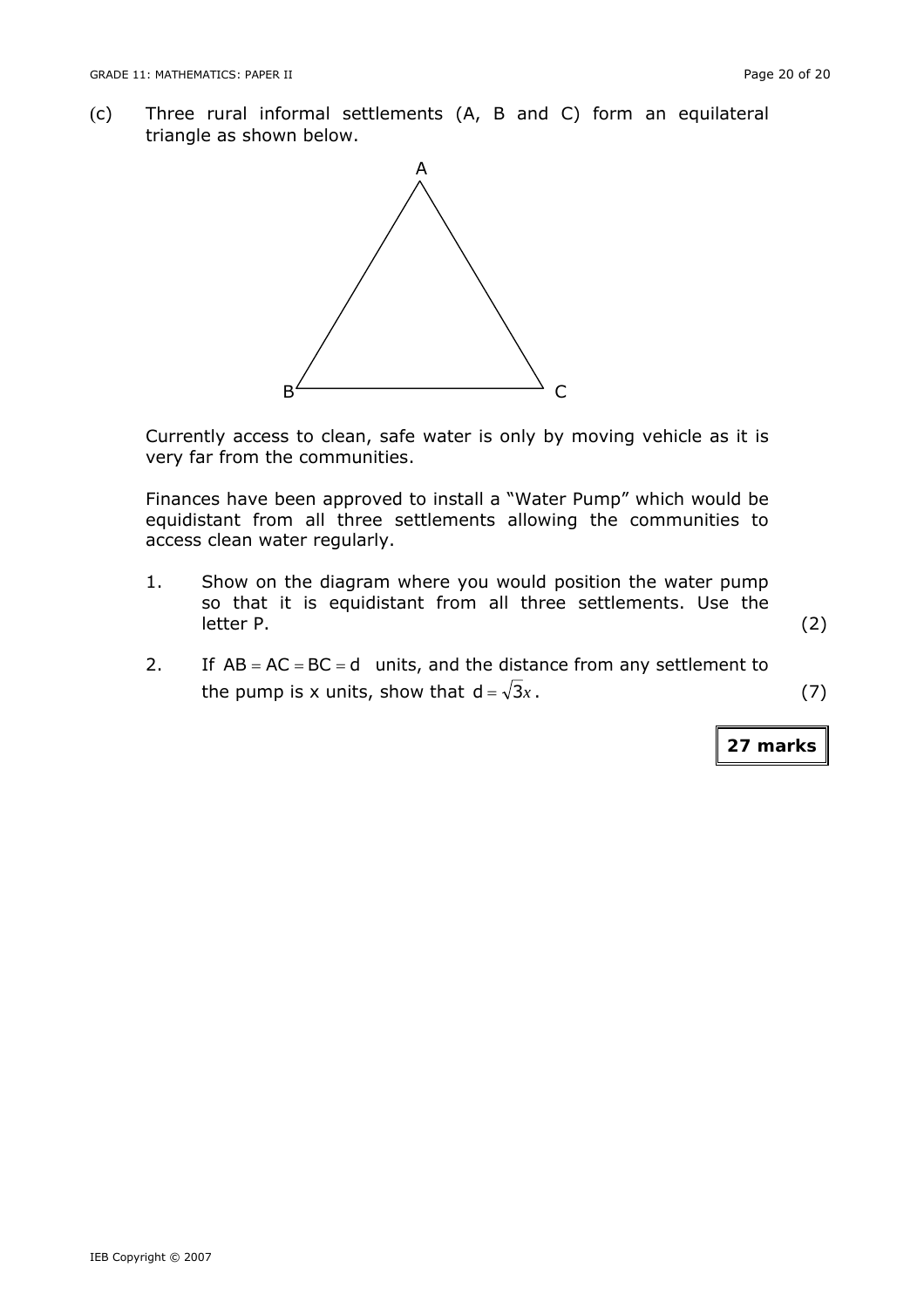(c) Three rural informal settlements (A, B and C) form an equilateral triangle as shown below.

A

B C

Currently access to clean, safe water is only by moving vehicle as it is very far from the communities.

Finances have been approved to install a "Water Pump" which would be equidistant from all three settlements allowing the communities to access clean water regularly.

1. Show on the diagram where you would position the water pump so that it is equidistant from all three settlements. Use the letter P. (2)

2. If $AB = AC = BC = d$ units, and the distance from any settlement to the pump is x units, show that $d = \sqrt{3}x$. (7)

**27 marks**